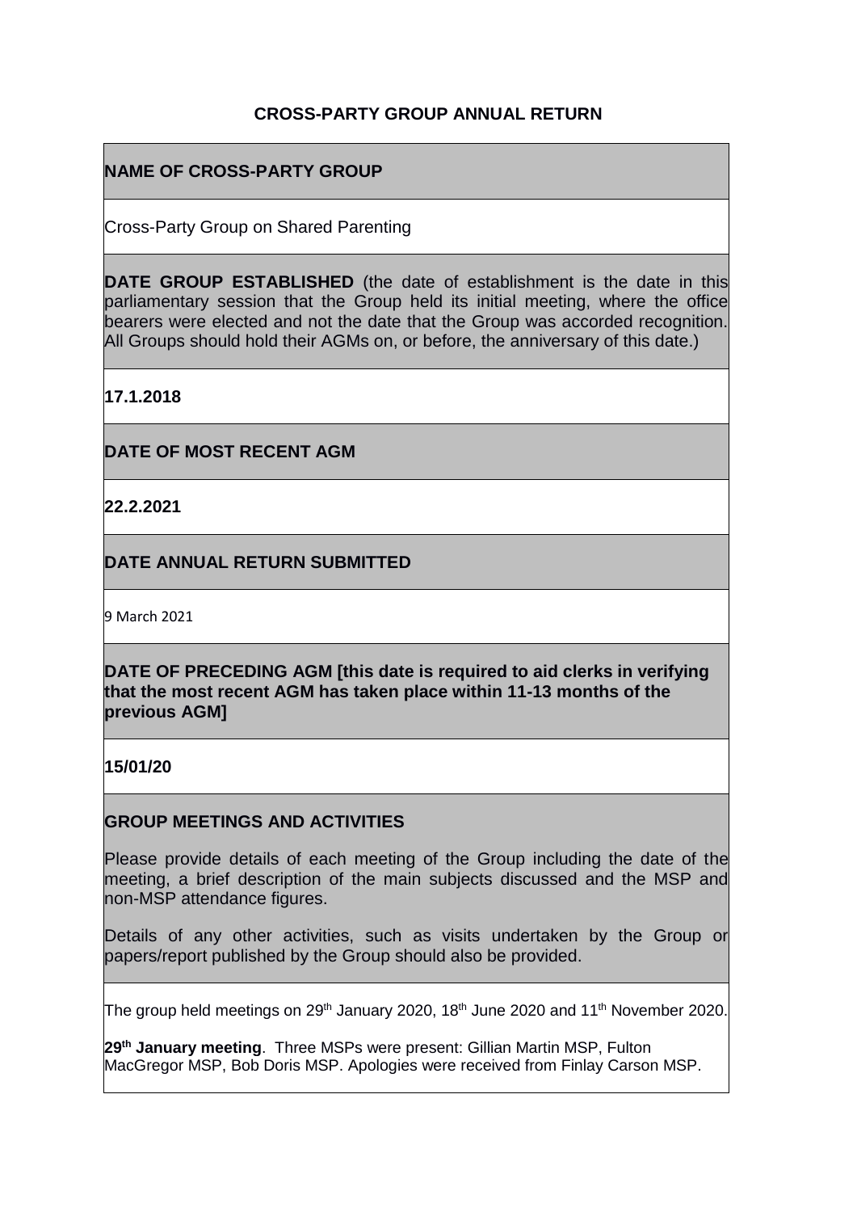**CROSS-PARTY GROUP ANNUAL RETURN**

**NAME OF CROSS-PARTY GROUP**

Cross-Party Group on Shared Parenting

**DATE GROUP ESTABLISHED** (the date of establishment is the date in this parliamentary session that the Group held its initial meeting, where the office bearers were elected and not the date that the Group was accorded recognition. All Groups should hold their AGMs on, or before, the anniversary of this date.)

**17.1.2018**

**DATE OF MOST RECENT AGM**

**22.2.2021**

**DATE ANNUAL RETURN SUBMITTED**

9 March 2021

**DATE OF PRECEDING AGM [this date is required to aid clerks in verifying that the most recent AGM has taken place within 11-13 months of the previous AGM]**

**15/01/20**

**GROUP MEETINGS AND ACTIVITIES**

Please provide details of each meeting of the Group including the date of the meeting, a brief description of the main subjects discussed and the MSP and non-MSP attendance figures.

Details of any other activities, such as visits undertaken by the Group or papers/report published by the Group should also be provided.

The group held meetings on 29th January 2020, 18th June 2020 and 11th November 2020.

**29th January meeting**. Three MSPs were present: Gillian Martin MSP, Fulton MacGregor MSP, Bob Doris MSP. Apologies were received from Finlay Carson MSP.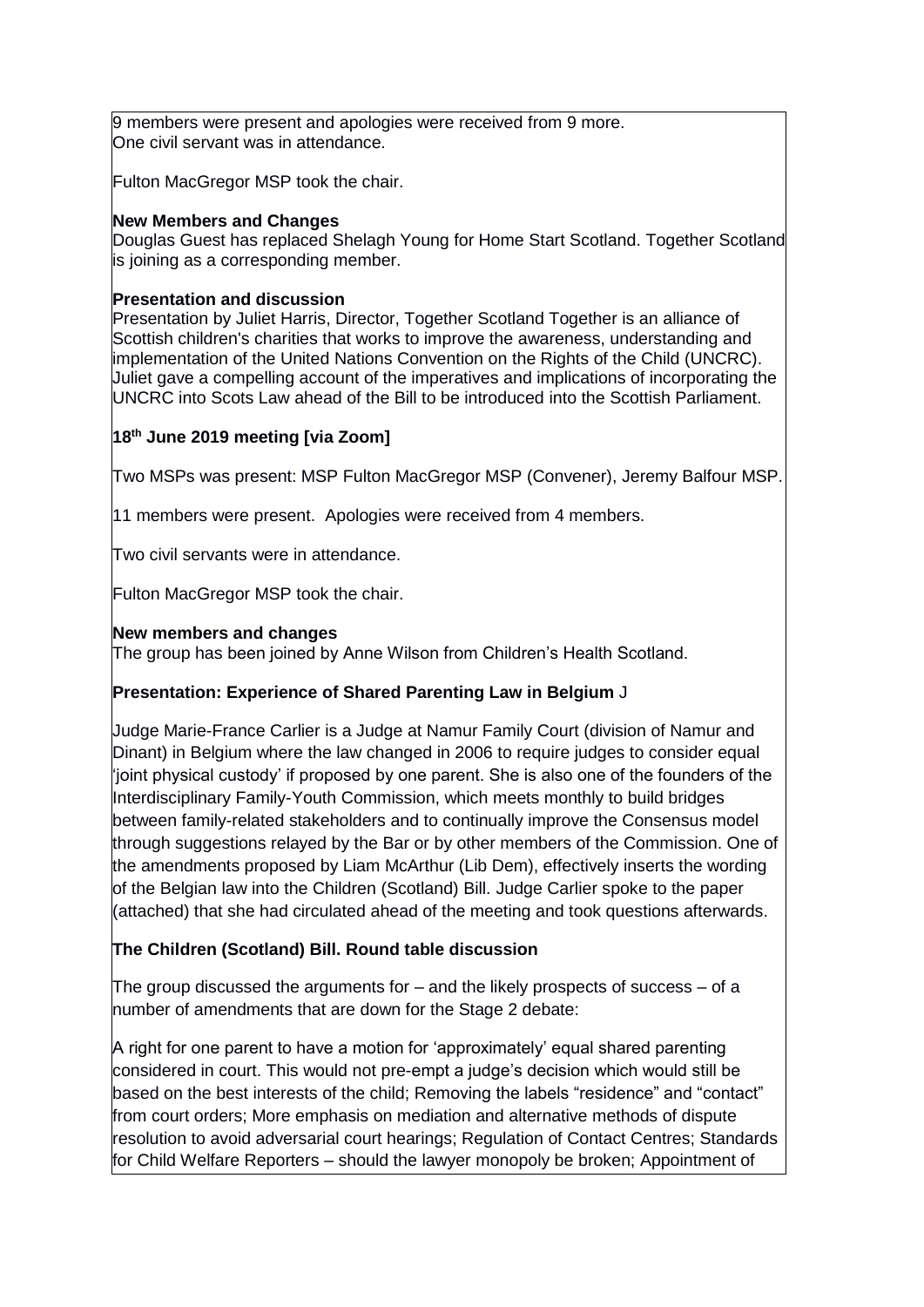9 members were present and apologies were received from 9 more.
One civil servant was in attendance.

Fulton MacGregor MSP took the chair.

**New Members and Changes**
Douglas Guest has replaced Shelagh Young for Home Start Scotland. Together Scotland is joining as a corresponding member.

**Presentation and discussion**
Presentation by Juliet Harris, Director, Together Scotland Together is an alliance of Scottish children's charities that works to improve the awareness, understanding and implementation of the United Nations Convention on the Rights of the Child (UNCRC). Juliet gave a compelling account of the imperatives and implications of incorporating the UNCRC into Scots Law ahead of the Bill to be introduced into the Scottish Parliament.

**18th June 2019 meeting [via Zoom]**

Two MSPs was present: MSP Fulton MacGregor MSP (Convener), Jeremy Balfour MSP.

11 members were present. Apologies were received from 4 members.

Two civil servants were in attendance.

Fulton MacGregor MSP took the chair.

**New members and changes**
The group has been joined by Anne Wilson from Children's Health Scotland.

**Presentation: Experience of Shared Parenting Law in Belgium** J

Judge Marie-France Carlier is a Judge at Namur Family Court (division of Namur and Dinant) in Belgium where the law changed in 2006 to require judges to consider equal 'joint physical custody' if proposed by one parent. She is also one of the founders of the Interdisciplinary Family-Youth Commission, which meets monthly to build bridges between family-related stakeholders and to continually improve the Consensus model through suggestions relayed by the Bar or by other members of the Commission. One of the amendments proposed by Liam McArthur (Lib Dem), effectively inserts the wording of the Belgian law into the Children (Scotland) Bill. Judge Carlier spoke to the paper (attached) that she had circulated ahead of the meeting and took questions afterwards.

**The Children (Scotland) Bill. Round table discussion**

The group discussed the arguments for – and the likely prospects of success – of a number of amendments that are down for the Stage 2 debate:

A right for one parent to have a motion for 'approximately' equal shared parenting considered in court. This would not pre-empt a judge's decision which would still be based on the best interests of the child; Removing the labels "residence" and "contact" from court orders; More emphasis on mediation and alternative methods of dispute resolution to avoid adversarial court hearings; Regulation of Contact Centres; Standards for Child Welfare Reporters – should the lawyer monopoly be broken; Appointment of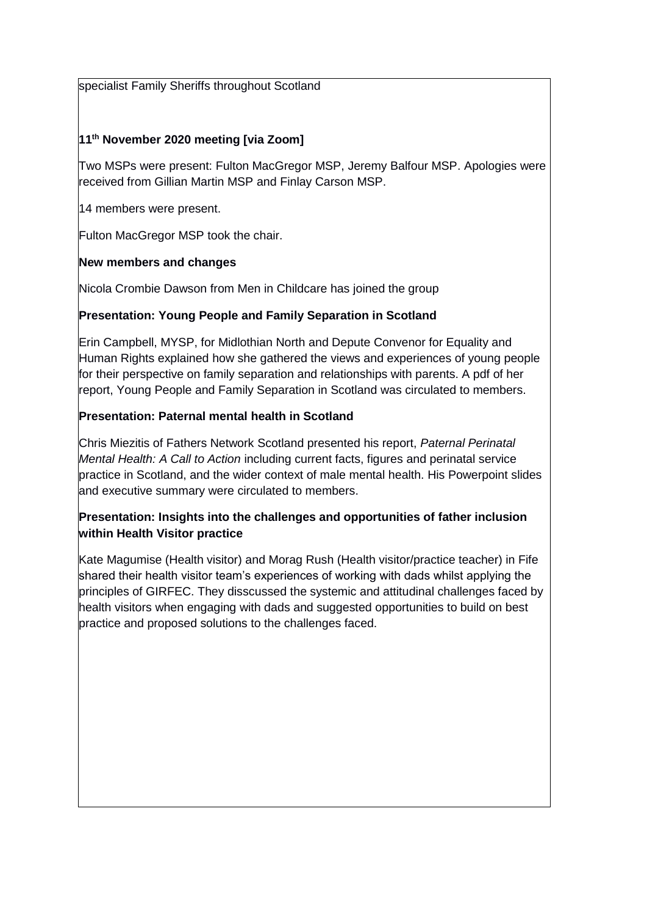specialist Family Sheriffs throughout Scotland

**11th November 2020 meeting [via Zoom]**

Two MSPs were present: Fulton MacGregor MSP, Jeremy Balfour MSP. Apologies were received from Gillian Martin MSP and Finlay Carson MSP.

14 members were present.

Fulton MacGregor MSP took the chair.

**New members and changes**

Nicola Crombie Dawson from Men in Childcare has joined the group

**Presentation: Young People and Family Separation in Scotland**

Erin Campbell, MYSP, for Midlothian North and Depute Convenor for Equality and Human Rights explained how she gathered the views and experiences of young people for their perspective on family separation and relationships with parents. A pdf of her report, Young People and Family Separation in Scotland was circulated to members.

**Presentation: Paternal mental health in Scotland**

Chris Miezitis of Fathers Network Scotland presented his report, *Paternal Perinatal Mental Health: A Call to Action* including current facts, figures and perinatal service practice in Scotland, and the wider context of male mental health. His Powerpoint slides and executive summary were circulated to members.

**Presentation: Insights into the challenges and opportunities of father inclusion within Health Visitor practice**

Kate Magumise (Health visitor) and Morag Rush (Health visitor/practice teacher) in Fife shared their health visitor team's experiences of working with dads whilst applying the principles of GIRFEC. They disscussed the systemic and attitudinal challenges faced by health visitors when engaging with dads and suggested opportunities to build on best practice and proposed solutions to the challenges faced.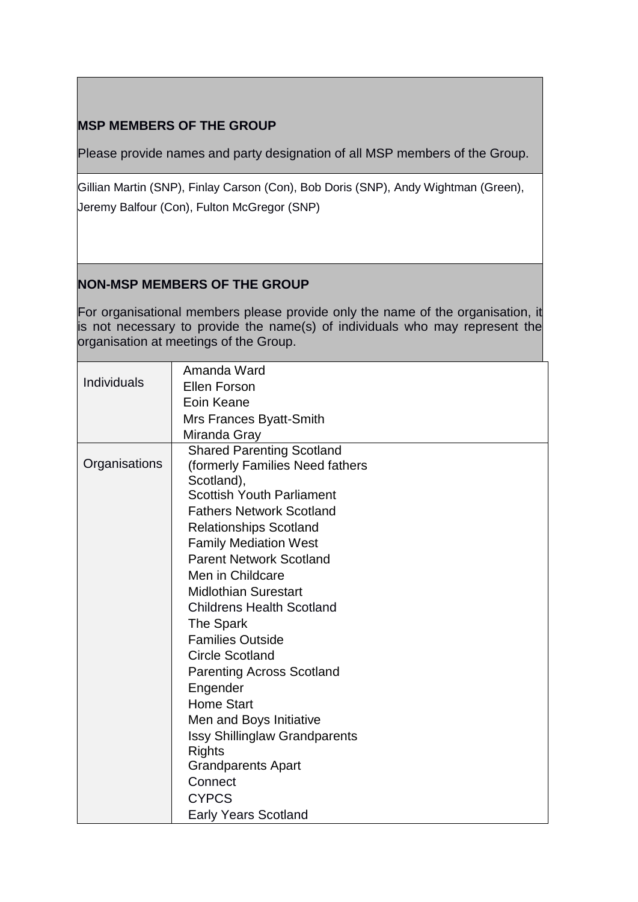**MSP MEMBERS OF THE GROUP**

Please provide names and party designation of all MSP members of the Group.

Gillian Martin (SNP), Finlay Carson (Con), Bob Doris (SNP), Andy Wightman (Green), Jeremy Balfour (Con), Fulton McGregor (SNP)

**NON-MSP MEMBERS OF THE GROUP**

For organisational members please provide only the name of the organisation, it is not necessary to provide the name(s) of individuals who may represent the organisation at meetings of the Group.

| | |
|---|---|
| Individuals | Amanda Ward<br>Ellen Forson<br>Eoin Keane<br>Mrs Frances Byatt-Smith<br>Miranda Gray |
| Organisations | Shared Parenting Scotland (formerly Families Need fathers Scotland),<br>Scottish Youth Parliament<br>Fathers Network Scotland<br>Relationships Scotland<br>Family Mediation West<br>Parent Network Scotland<br>Men in Childcare<br>Midlothian Surestart<br>Childrens Health Scotland<br>The Spark<br>Families Outside<br>Circle Scotland<br>Parenting Across Scotland<br>Engender<br>Home Start<br>Men and Boys Initiative<br>Issy Shillinglaw Grandparents Rights<br>Grandparents Apart<br>Connect<br>CYPCS<br>Early Years Scotland |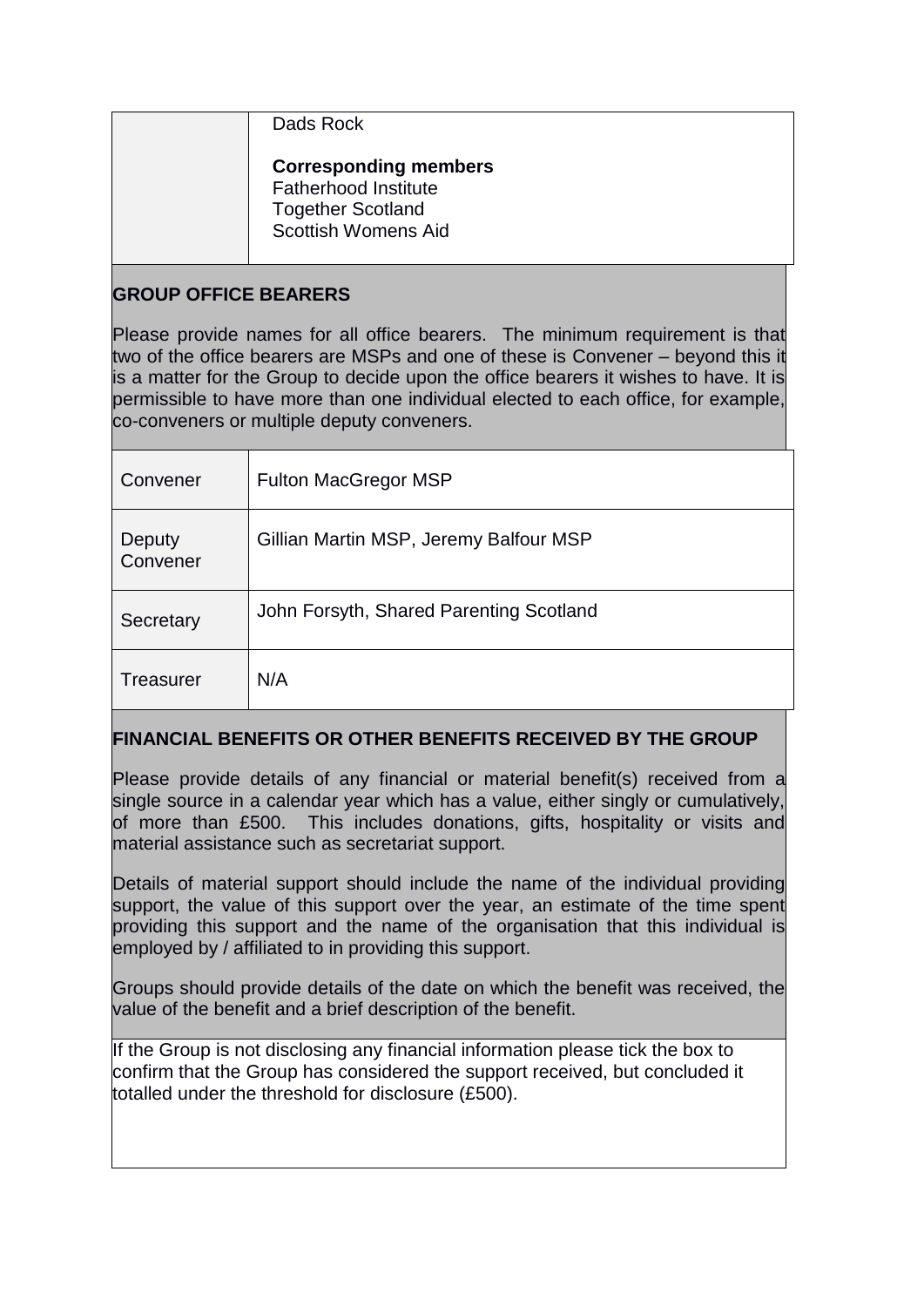| | |
|---|---|
| | Dads Rock<br><br>**Corresponding members**<br>Fatherhood Institute<br>Together Scotland<br>Scottish Womens Aid |

## GROUP OFFICE BEARERS

Please provide names for all office bearers. The minimum requirement is that two of the office bearers are MSPs and one of these is Convener – beyond this it is a matter for the Group to decide upon the office bearers it wishes to have. It is permissible to have more than one individual elected to each office, for example, co-conveners or multiple deputy conveners.

| | |
|---|---|
| Convener | Fulton MacGregor MSP |
| Deputy Convener | Gillian Martin MSP, Jeremy Balfour MSP |
| Secretary | John Forsyth, Shared Parenting Scotland |
| Treasurer | N/A |

## FINANCIAL BENEFITS OR OTHER BENEFITS RECEIVED BY THE GROUP

Please provide details of any financial or material benefit(s) received from a single source in a calendar year which has a value, either singly or cumulatively, of more than £500. This includes donations, gifts, hospitality or visits and material assistance such as secretariat support.

Details of material support should include the name of the individual providing support, the value of this support over the year, an estimate of the time spent providing this support and the name of the organisation that this individual is employed by / affiliated to in providing this support.

Groups should provide details of the date on which the benefit was received, the value of the benefit and a brief description of the benefit.

If the Group is not disclosing any financial information please tick the box to confirm that the Group has considered the support received, but concluded it totalled under the threshold for disclosure (£500).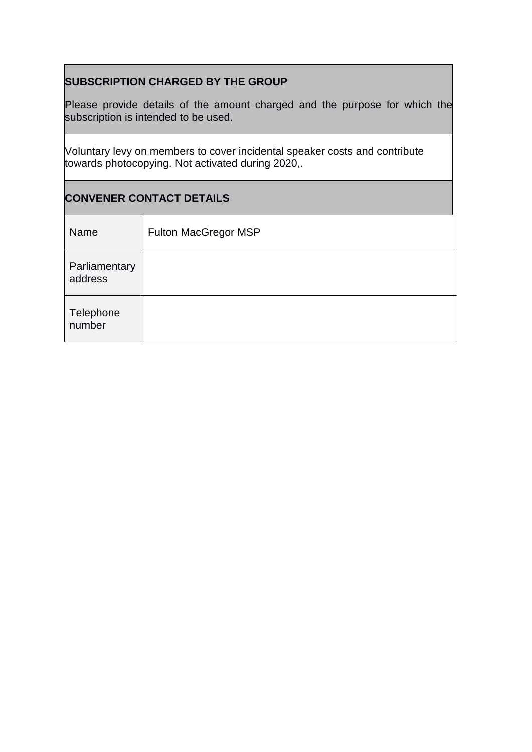## SUBSCRIPTION CHARGED BY THE GROUP

Please provide details of the amount charged and the purpose for which the subscription is intended to be used.

Voluntary levy on members to cover incidental speaker costs and contribute towards photocopying. Not activated during 2020,.

## CONVENER CONTACT DETAILS

| | |
|---|---|
| Name | Fulton MacGregor MSP |
| Parliamentary address | |
| Telephone number | |